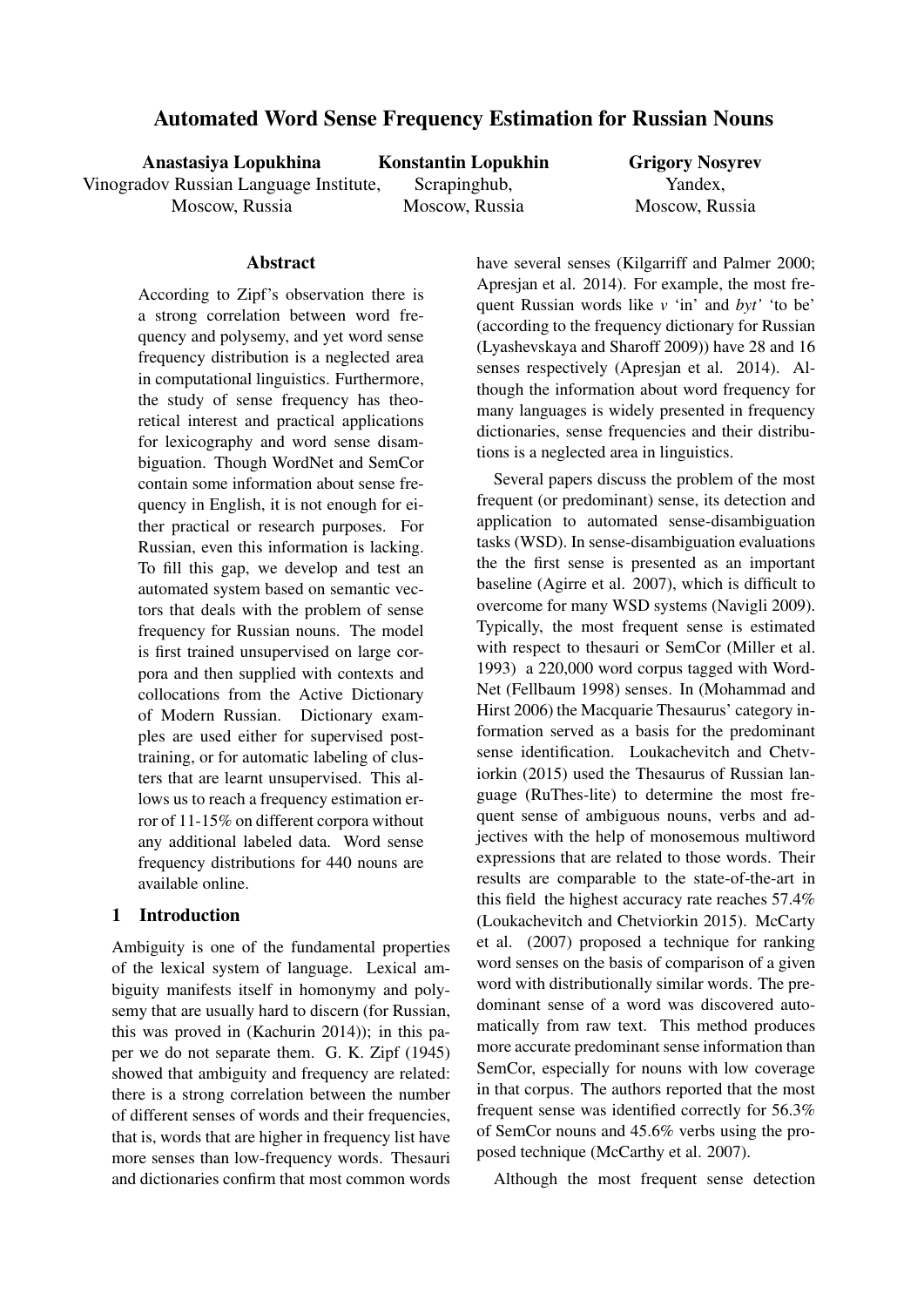# Automated Word Sense Frequency Estimation for Russian Nouns

**Anastasiya Lopukhina**
Vinogradov Russian Language Institute,
Moscow, Russia

**Konstantin Lopukhin**
Scrapinghub,
Moscow, Russia

**Grigory Nosyrev**
Yandex,
Moscow, Russia

## Abstract

According to Zipf's observation there is a strong correlation between word frequency and polysemy, and yet word sense frequency distribution is a neglected area in computational linguistics. Furthermore, the study of sense frequency has theoretical interest and practical applications for lexicography and word sense disambiguation. Though WordNet and SemCor contain some information about sense frequency in English, it is not enough for either practical or research purposes. For Russian, even this information is lacking. To fill this gap, we develop and test an automated system based on semantic vectors that deals with the problem of sense frequency for Russian nouns. The model is first trained unsupervised on large corpora and then supplied with contexts and collocations from the Active Dictionary of Modern Russian. Dictionary examples are used either for supervised post-training, or for automatic labeling of clusters that are learnt unsupervised. This allows us to reach a frequency estimation error of 11-15% on different corpora without any additional labeled data. Word sense frequency distributions for 440 nouns are available online.

## 1 Introduction

Ambiguity is one of the fundamental properties of the lexical system of language. Lexical ambiguity manifests itself in homonymy and polysemy that are usually hard to discern (for Russian, this was proved in (Kachurin 2014)); in this paper we do not separate them. G. K. Zipf (1945) showed that ambiguity and frequency are related: there is a strong correlation between the number of different senses of words and their frequencies, that is, words that are higher in frequency list have more senses than low-frequency words. Thesauri and dictionaries confirm that most common words have several senses (Kilgarriff and Palmer 2000; Apresjan et al. 2014). For example, the most frequent Russian words like *v* 'in' and *byt'* 'to be' (according to the frequency dictionary for Russian (Lyashevskaya and Sharoff 2009)) have 28 and 16 senses respectively (Apresjan et al. 2014). Although the information about word frequency for many languages is widely presented in frequency dictionaries, sense frequencies and their distributions is a neglected area in linguistics.

Several papers discuss the problem of the most frequent (or predominant) sense, its detection and application to automated sense-disambiguation tasks (WSD). In sense-disambiguation evaluations the the first sense is presented as an important baseline (Agirre et al. 2007), which is difficult to overcome for many WSD systems (Navigli 2009). Typically, the most frequent sense is estimated with respect to thesauri or SemCor (Miller et al. 1993) a 220,000 word corpus tagged with WordNet (Fellbaum 1998) senses. In (Mohammad and Hirst 2006) the Macquarie Thesaurus' category information served as a basis for the predominant sense identification. Loukachevitch and Chetviorkin (2015) used the Thesaurus of Russian language (RuThes-lite) to determine the most frequent sense of ambiguous nouns, verbs and adjectives with the help of monosemous multiword expressions that are related to those words. Their results are comparable to the state-of-the-art in this field the highest accuracy rate reaches 57.4% (Loukachevitch and Chetviorkin 2015). McCarty et al. (2007) proposed a technique for ranking word senses on the basis of comparison of a given word with distributionally similar words. The predominant sense of a word was discovered automatically from raw text. This method produces more accurate predominant sense information than SemCor, especially for nouns with low coverage in that corpus. The authors reported that the most frequent sense was identified correctly for 56.3% of SemCor nouns and 45.6% verbs using the proposed technique (McCarthy et al. 2007).

Although the most frequent sense detection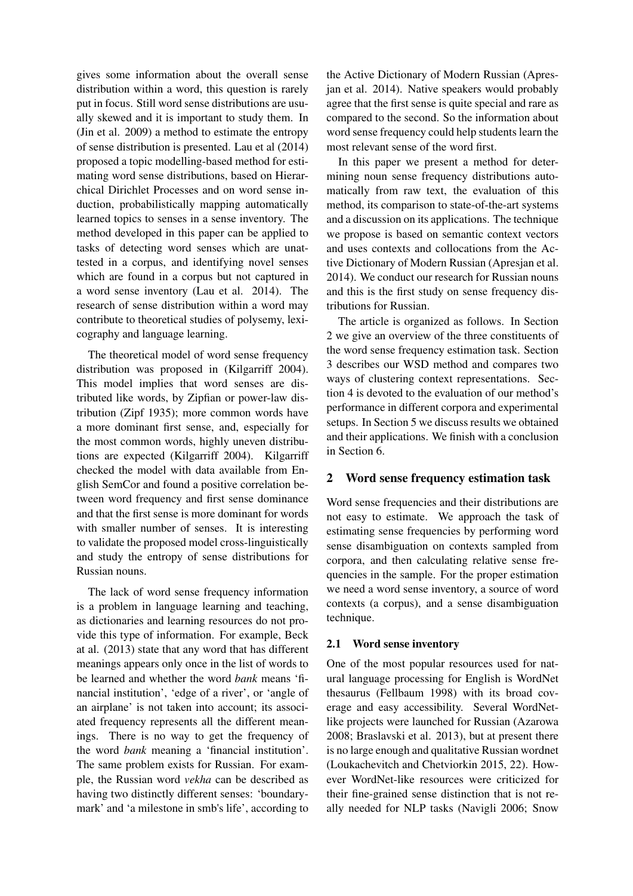gives some information about the overall sense distribution within a word, this question is rarely put in focus. Still word sense distributions are usually skewed and it is important to study them. In (Jin et al. 2009) a method to estimate the entropy of sense distribution is presented. Lau et al (2014) proposed a topic modelling-based method for estimating word sense distributions, based on Hierarchical Dirichlet Processes and on word sense induction, probabilistically mapping automatically learned topics to senses in a sense inventory. The method developed in this paper can be applied to tasks of detecting word senses which are unattested in a corpus, and identifying novel senses which are found in a corpus but not captured in a word sense inventory (Lau et al. 2014). The research of sense distribution within a word may contribute to theoretical studies of polysemy, lexicography and language learning.

The theoretical model of word sense frequency distribution was proposed in (Kilgarriff 2004). This model implies that word senses are distributed like words, by Zipfian or power-law distribution (Zipf 1935); more common words have a more dominant first sense, and, especially for the most common words, highly uneven distributions are expected (Kilgarriff 2004). Kilgarriff checked the model with data available from English SemCor and found a positive correlation between word frequency and first sense dominance and that the first sense is more dominant for words with smaller number of senses. It is interesting to validate the proposed model cross-linguistically and study the entropy of sense distributions for Russian nouns.

The lack of word sense frequency information is a problem in language learning and teaching, as dictionaries and learning resources do not provide this type of information. For example, Beck at al. (2013) state that any word that has different meanings appears only once in the list of words to be learned and whether the word *bank* means 'financial institution', 'edge of a river', or 'angle of an airplane' is not taken into account; its associated frequency represents all the different meanings. There is no way to get the frequency of the word *bank* meaning a 'financial institution'. The same problem exists for Russian. For example, the Russian word *vekha* can be described as having two distinctly different senses: 'boundary-mark' and 'a milestone in smb's life', according to the Active Dictionary of Modern Russian (Apresjan et al. 2014). Native speakers would probably agree that the first sense is quite special and rare as compared to the second. So the information about word sense frequency could help students learn the most relevant sense of the word first.

In this paper we present a method for determining noun sense frequency distributions automatically from raw text, the evaluation of this method, its comparison to state-of-the-art systems and a discussion on its applications. The technique we propose is based on semantic context vectors and uses contexts and collocations from the Active Dictionary of Modern Russian (Apresjan et al. 2014). We conduct our research for Russian nouns and this is the first study on sense frequency distributions for Russian.

The article is organized as follows. In Section 2 we give an overview of the three constituents of the word sense frequency estimation task. Section 3 describes our WSD method and compares two ways of clustering context representations. Section 4 is devoted to the evaluation of our method's performance in different corpora and experimental setups. In Section 5 we discuss results we obtained and their applications. We finish with a conclusion in Section 6.

## 2 Word sense frequency estimation task

Word sense frequencies and their distributions are not easy to estimate. We approach the task of estimating sense frequencies by performing word sense disambiguation on contexts sampled from corpora, and then calculating relative sense frequencies in the sample. For the proper estimation we need a word sense inventory, a source of word contexts (a corpus), and a sense disambiguation technique.

### 2.1 Word sense inventory

One of the most popular resources used for natural language processing for English is WordNet thesaurus (Fellbaum 1998) with its broad coverage and easy accessibility. Several WordNet-like projects were launched for Russian (Azarowa 2008; Braslavski et al. 2013), but at present there is no large enough and qualitative Russian wordnet (Loukachevitch and Chetviorkin 2015, 22). However WordNet-like resources were criticized for their fine-grained sense distinction that is not really needed for NLP tasks (Navigli 2006; Snow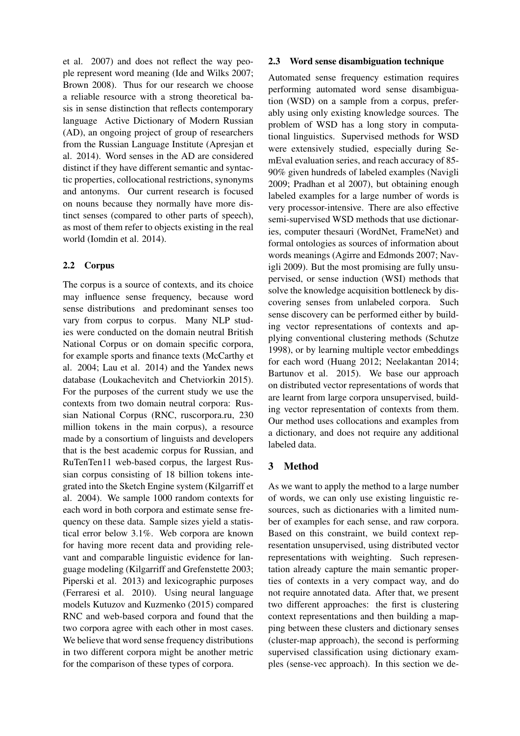et al. 2007) and does not reflect the way people represent word meaning (Ide and Wilks 2007; Brown 2008). Thus for our research we choose a reliable resource with a strong theoretical basis in sense distinction that reflects contemporary language Active Dictionary of Modern Russian (AD), an ongoing project of group of researchers from the Russian Language Institute (Apresjan et al. 2014). Word senses in the AD are considered distinct if they have different semantic and syntactic properties, collocational restrictions, synonyms and antonyms. Our current research is focused on nouns because they normally have more distinct senses (compared to other parts of speech), as most of them refer to objects existing in the real world (Iomdin et al. 2014).

### 2.2 Corpus

The corpus is a source of contexts, and its choice may influence sense frequency, because word sense distributions and predominant senses too vary from corpus to corpus. Many NLP studies were conducted on the domain neutral British National Corpus or on domain specific corpora, for example sports and finance texts (McCarthy et al. 2004; Lau et al. 2014) and the Yandex news database (Loukachevitch and Chetviorkin 2015). For the purposes of the current study we use the contexts from two domain neutral corpora: Russian National Corpus (RNC, ruscorpora.ru, 230 million tokens in the main corpus), a resource made by a consortium of linguists and developers that is the best academic corpus for Russian, and RuTenTen11 web-based corpus, the largest Russian corpus consisting of 18 billion tokens integrated into the Sketch Engine system (Kilgarriff et al. 2004). We sample 1000 random contexts for each word in both corpora and estimate sense frequency on these data. Sample sizes yield a statistical error below 3.1%. Web corpora are known for having more recent data and providing relevant and comparable linguistic evidence for language modeling (Kilgarriff and Grefenstette 2003; Piperski et al. 2013) and lexicographic purposes (Ferraresi et al. 2010). Using neural language models Kutuzov and Kuzmenko (2015) compared RNC and web-based corpora and found that the two corpora agree with each other in most cases. We believe that word sense frequency distributions in two different corpora might be another metric for the comparison of these types of corpora.

### 2.3 Word sense disambiguation technique

Automated sense frequency estimation requires performing automated word sense disambiguation (WSD) on a sample from a corpus, preferably using only existing knowledge sources. The problem of WSD has a long story in computational linguistics. Supervised methods for WSD were extensively studied, especially during SemEval evaluation series, and reach accuracy of 85-90% given hundreds of labeled examples (Navigli 2009; Pradhan et al 2007), but obtaining enough labeled examples for a large number of words is very processor-intensive. There are also effective semi-supervised WSD methods that use dictionaries, computer thesauri (WordNet, FrameNet) and formal ontologies as sources of information about words meanings (Agirre and Edmonds 2007; Navigli 2009). But the most promising are fully unsupervised, or sense induction (WSI) methods that solve the knowledge acquisition bottleneck by discovering senses from unlabeled corpora. Such sense discovery can be performed either by building vector representations of contexts and applying conventional clustering methods (Schutze 1998), or by learning multiple vector embeddings for each word (Huang 2012; Neelakantan 2014; Bartunov et al. 2015). We base our approach on distributed vector representations of words that are learnt from large corpora unsupervised, building vector representation of contexts from them. Our method uses collocations and examples from a dictionary, and does not require any additional labeled data.

## 3 Method

As we want to apply the method to a large number of words, we can only use existing linguistic resources, such as dictionaries with a limited number of examples for each sense, and raw corpora. Based on this constraint, we build context representation unsupervised, using distributed vector representations with weighting. Such representation already capture the main semantic properties of contexts in a very compact way, and do not require annotated data. After that, we present two different approaches: the first is clustering context representations and then building a mapping between these clusters and dictionary senses (cluster-map approach), the second is performing supervised classification using dictionary examples (sense-vec approach). In this section we de-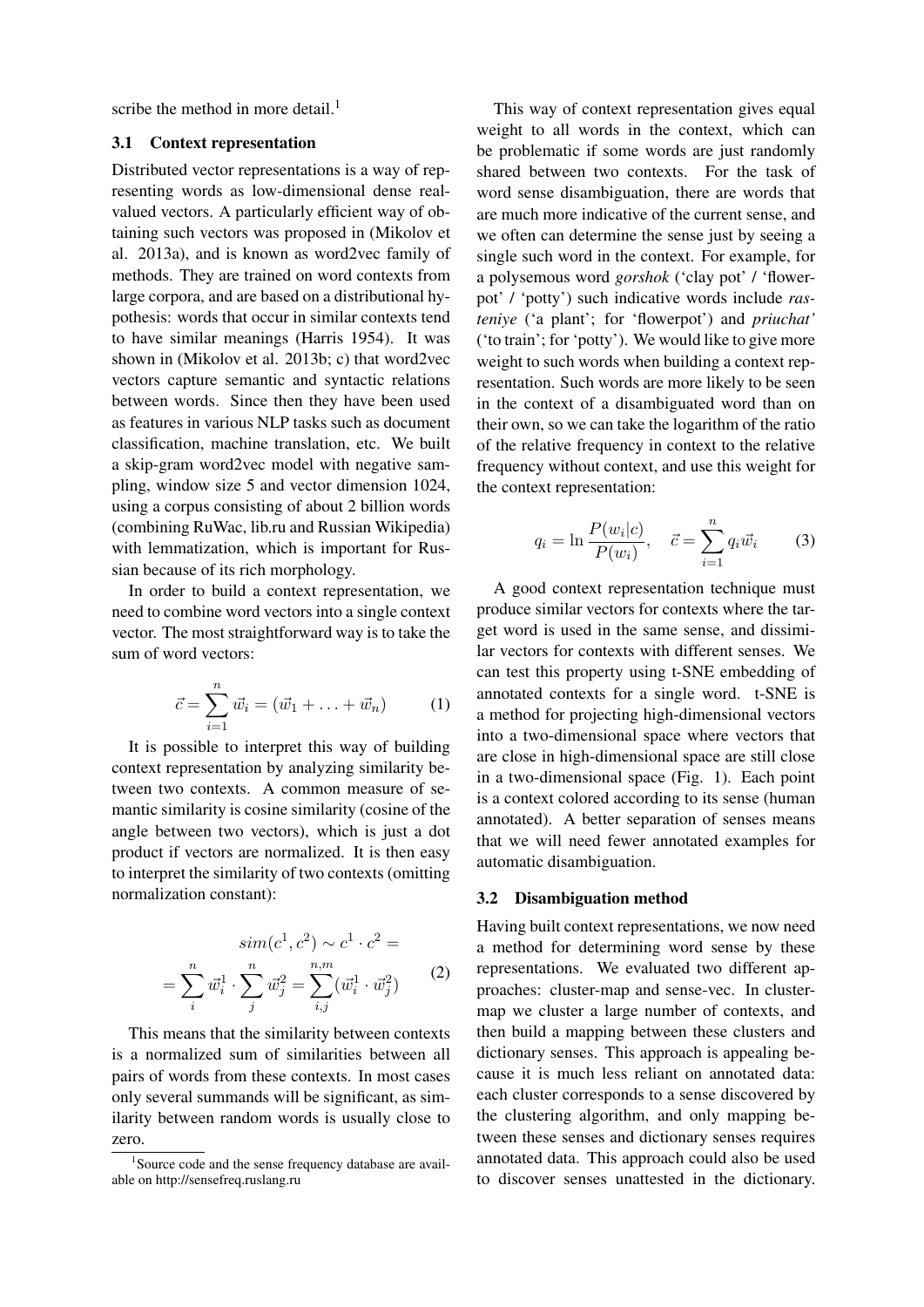scribe the method in more detail.[1]

### 3.1 Context representation

Distributed vector representations is a way of representing words as low-dimensional dense real-valued vectors. A particularly efficient way of obtaining such vectors was proposed in (Mikolov et al. 2013a), and is known as word2vec family of methods. They are trained on word contexts from large corpora, and are based on a distributional hypothesis: words that occur in similar contexts tend to have similar meanings (Harris 1954). It was shown in (Mikolov et al. 2013b; c) that word2vec vectors capture semantic and syntactic relations between words. Since then they have been used as features in various NLP tasks such as document classification, machine translation, etc. We built a skip-gram word2vec model with negative sampling, window size 5 and vector dimension 1024, using a corpus consisting of about 2 billion words (combining RuWac, lib.ru and Russian Wikipedia) with lemmatization, which is important for Russian because of its rich morphology.

In order to build a context representation, we need to combine word vectors into a single context vector. The most straightforward way is to take the sum of word vectors:

$$\vec{c} = \sum_{i=1}^{n} \vec{w}_i = (\vec{w}_1 + \ldots + \vec{w}_n) \tag{1}$$

It is possible to interpret this way of building context representation by analyzing similarity between two contexts. A common measure of semantic similarity is cosine similarity (cosine of the angle between two vectors), which is just a dot product if vectors are normalized. It is then easy to interpret the similarity of two contexts (omitting normalization constant):

$$\begin{gathered} sim(c^1, c^2) \sim c^1 \cdot c^2 = \\ = \sum_{i}^{n} \vec{w}_i^1 \cdot \sum_{j}^{n} \vec{w}_j^2 = \sum_{i,j}^{n,m} (\vec{w}_i^1 \cdot \vec{w}_j^2) \end{gathered} \tag{2}$$

This means that the similarity between contexts is a normalized sum of similarities between all pairs of words from these contexts. In most cases only several summands will be significant, as similarity between random words is usually close to zero.

This way of context representation gives equal weight to all words in the context, which can be problematic if some words are just randomly shared between two contexts. For the task of word sense disambiguation, there are words that are much more indicative of the current sense, and we often can determine the sense just by seeing a single such word in the context. For example, for a polysemous word *gorshok* ('clay pot' / 'flowerpot' / 'potty') such indicative words include *rasteniye* ('a plant'; for 'flowerpot') and *priuchat'* ('to train'; for 'potty'). We would like to give more weight to such words when building a context representation. Such words are more likely to be seen in the context of a disambiguated word than on their own, so we can take the logarithm of the ratio of the relative frequency in context to the relative frequency without context, and use this weight for the context representation:

$$q_i = \ln \frac{P(w_i|c)}{P(w_i)}, \quad \vec{c} = \sum_{i=1}^{n} q_i \vec{w}_i \tag{3}$$

A good context representation technique must produce similar vectors for contexts where the target word is used in the same sense, and dissimilar vectors for contexts with different senses. We can test this property using t-SNE embedding of annotated contexts for a single word. t-SNE is a method for projecting high-dimensional vectors into a two-dimensional space where vectors that are close in high-dimensional space are still close in a two-dimensional space (Fig. 1). Each point is a context colored according to its sense (human annotated). A better separation of senses means that we will need fewer annotated examples for automatic disambiguation.

### 3.2 Disambiguation method

Having built context representations, we now need a method for determining word sense by these representations. We evaluated two different approaches: cluster-map and sense-vec. In cluster-map we cluster a large number of contexts, and then build a mapping between these clusters and dictionary senses. This approach is appealing because it is much less reliant on annotated data: each cluster corresponds to a sense discovered by the clustering algorithm, and only mapping between these senses and dictionary senses requires annotated data. This approach could also be used to discover senses unattested in the dictionary.

[1] Source code and the sense frequency database are available on http://sensefreq.ruslang.ru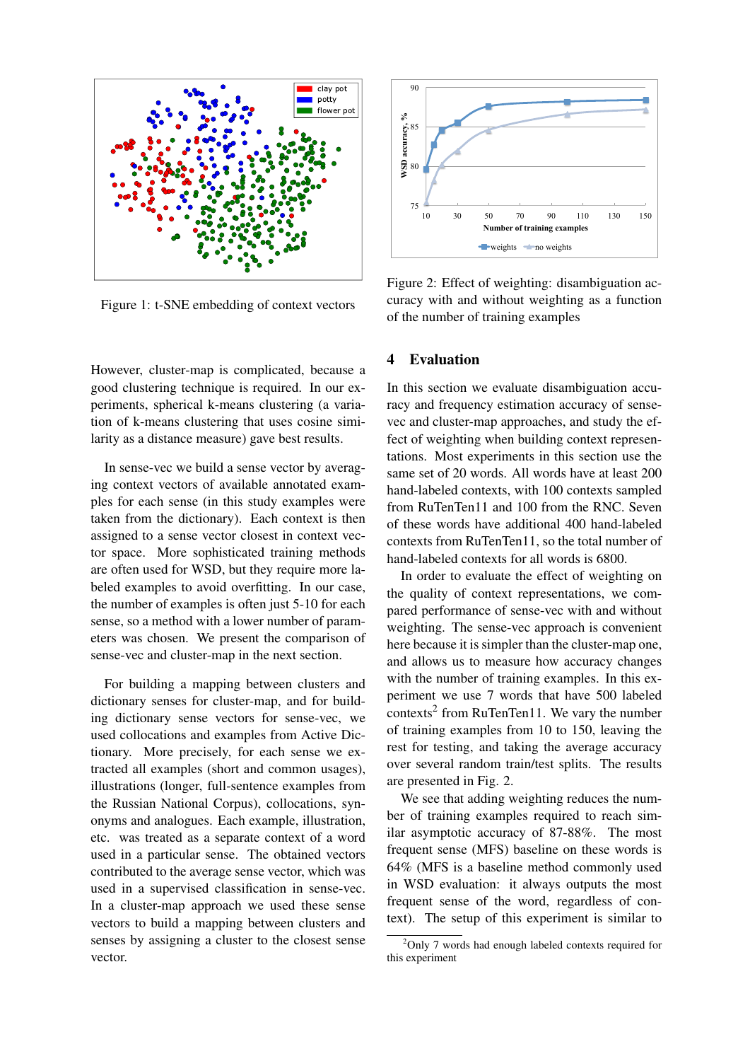Figure 1: t-SNE embedding of context vectors

Figure 2: Effect of weighting: disambiguation accuracy with and without weighting as a function of the number of training examples

However, cluster-map is complicated, because a good clustering technique is required. In our experiments, spherical k-means clustering (a variation of k-means clustering that uses cosine similarity as a distance measure) gave best results.

In sense-vec we build a sense vector by averaging context vectors of available annotated examples for each sense (in this study examples were taken from the dictionary). Each context is then assigned to a sense vector closest in context vector space. More sophisticated training methods are often used for WSD, but they require more labeled examples to avoid overfitting. In our case, the number of examples is often just 5-10 for each sense, so a method with a lower number of parameters was chosen. We present the comparison of sense-vec and cluster-map in the next section.

For building a mapping between clusters and dictionary senses for cluster-map, and for building dictionary sense vectors for sense-vec, we used collocations and examples from Active Dictionary. More precisely, for each sense we extracted all examples (short and common usages), illustrations (longer, full-sentence examples from the Russian National Corpus), collocations, synonyms and analogues. Each example, illustration, etc. was treated as a separate context of a word used in a particular sense. The obtained vectors contributed to the average sense vector, which was used in a supervised classification in sense-vec. In a cluster-map approach we used these sense vectors to build a mapping between clusters and senses by assigning a cluster to the closest sense vector.

## 4 Evaluation

In this section we evaluate disambiguation accuracy and frequency estimation accuracy of sense-vec and cluster-map approaches, and study the effect of weighting when building context representations. Most experiments in this section use the same set of 20 words. All words have at least 200 hand-labeled contexts, with 100 contexts sampled from RuTenTen11 and 100 from the RNC. Seven of these words have additional 400 hand-labeled contexts from RuTenTen11, so the total number of hand-labeled contexts for all words is 6800.

In order to evaluate the effect of weighting on the quality of context representations, we compared performance of sense-vec with and without weighting. The sense-vec approach is convenient here because it is simpler than the cluster-map one, and allows us to measure how accuracy changes with the number of training examples. In this experiment we use 7 words that have 500 labeled contexts[2] from RuTenTen11. We vary the number of training examples from 10 to 150, leaving the rest for testing, and taking the average accuracy over several random train/test splits. The results are presented in Fig. 2.

We see that adding weighting reduces the number of training examples required to reach similar asymptotic accuracy of 87-88%. The most frequent sense (MFS) baseline on these words is 64% (MFS is a baseline method commonly used in WSD evaluation: it always outputs the most frequent sense of the word, regardless of context). The setup of this experiment is similar to

[2] Only 7 words had enough labeled contexts required for this experiment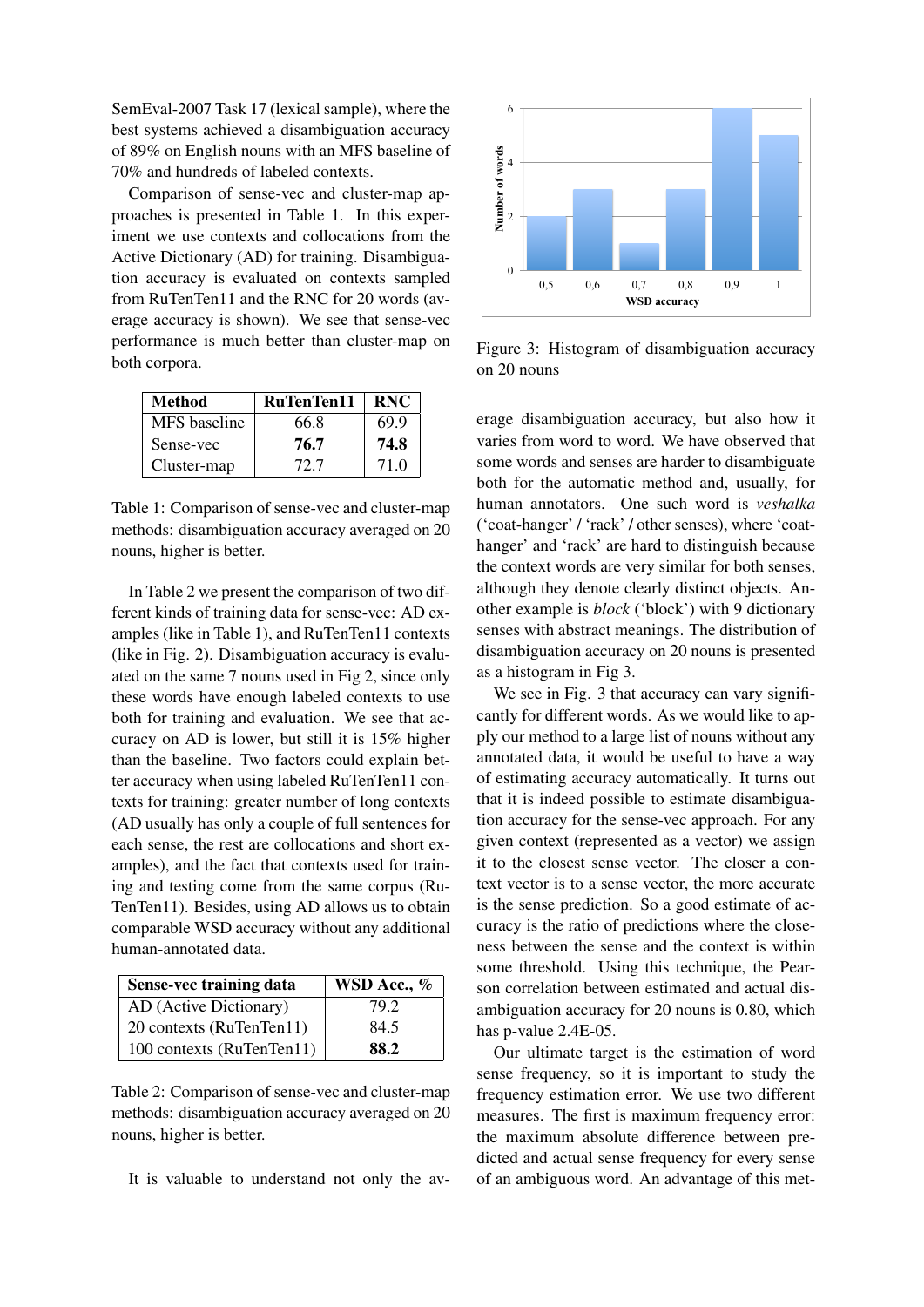SemEval-2007 Task 17 (lexical sample), where the best systems achieved a disambiguation accuracy of 89% on English nouns with an MFS baseline of 70% and hundreds of labeled contexts.

Comparison of sense-vec and cluster-map approaches is presented in Table 1. In this experiment we use contexts and collocations from the Active Dictionary (AD) for training. Disambiguation accuracy is evaluated on contexts sampled from RuTenTen11 and the RNC for 20 words (average accuracy is shown). We see that sense-vec performance is much better than cluster-map on both corpora.

| Method | RuTenTen11 | RNC |
|---|---|---|
| MFS baseline | 66.8 | 69.9 |
| Sense-vec | **76.7** | **74.8** |
| Cluster-map | 72.7 | 71.0 |

Table 1: Comparison of sense-vec and cluster-map methods: disambiguation accuracy averaged on 20 nouns, higher is better.

In Table 2 we present the comparison of two different kinds of training data for sense-vec: AD examples (like in Table 1), and RuTenTen11 contexts (like in Fig. 2). Disambiguation accuracy is evaluated on the same 7 nouns used in Fig 2, since only these words have enough labeled contexts to use both for training and evaluation. We see that accuracy on AD is lower, but still it is 15% higher than the baseline. Two factors could explain better accuracy when using labeled RuTenTen11 contexts for training: greater number of long contexts (AD usually has only a couple of full sentences for each sense, the rest are collocations and short examples), and the fact that contexts used for training and testing come from the same corpus (RuTenTen11). Besides, using AD allows us to obtain comparable WSD accuracy without any additional human-annotated data.

| Sense-vec training data | WSD Acc., % |
|---|---|
| AD (Active Dictionary) | 79.2 |
| 20 contexts (RuTenTen11) | 84.5 |
| 100 contexts (RuTenTen11) | **88.2** |

Table 2: Comparison of sense-vec and cluster-map methods: disambiguation accuracy averaged on 20 nouns, higher is better.

It is valuable to understand not only the average disambiguation accuracy, but also how it varies from word to word. We have observed that some words and senses are harder to disambiguate both for the automatic method and, usually, for human annotators. One such word is *veshalka* ('coat-hanger' / 'rack' / other senses), where 'coat-hanger' and 'rack' are hard to distinguish because the context words are very similar for both senses, although they denote clearly distinct objects. Another example is *block* ('block') with 9 dictionary senses with abstract meanings. The distribution of disambiguation accuracy on 20 nouns is presented as a histogram in Fig 3.

Figure 3: Histogram of disambiguation accuracy on 20 nouns

We see in Fig. 3 that accuracy can vary significantly for different words. As we would like to apply our method to a large list of nouns without any annotated data, it would be useful to have a way of estimating accuracy automatically. It turns out that it is indeed possible to estimate disambiguation accuracy for the sense-vec approach. For any given context (represented as a vector) we assign it to the closest sense vector. The closer a context vector is to a sense vector, the more accurate is the sense prediction. So a good estimate of accuracy is the ratio of predictions where the closeness between the sense and the context is within some threshold. Using this technique, the Pearson correlation between estimated and actual disambiguation accuracy for 20 nouns is 0.80, which has p-value 2.4E-05.

Our ultimate target is the estimation of word sense frequency, so it is important to study the frequency estimation error. We use two different measures. The first is maximum frequency error: the maximum absolute difference between predicted and actual sense frequency for every sense of an ambiguous word. An advantage of this met-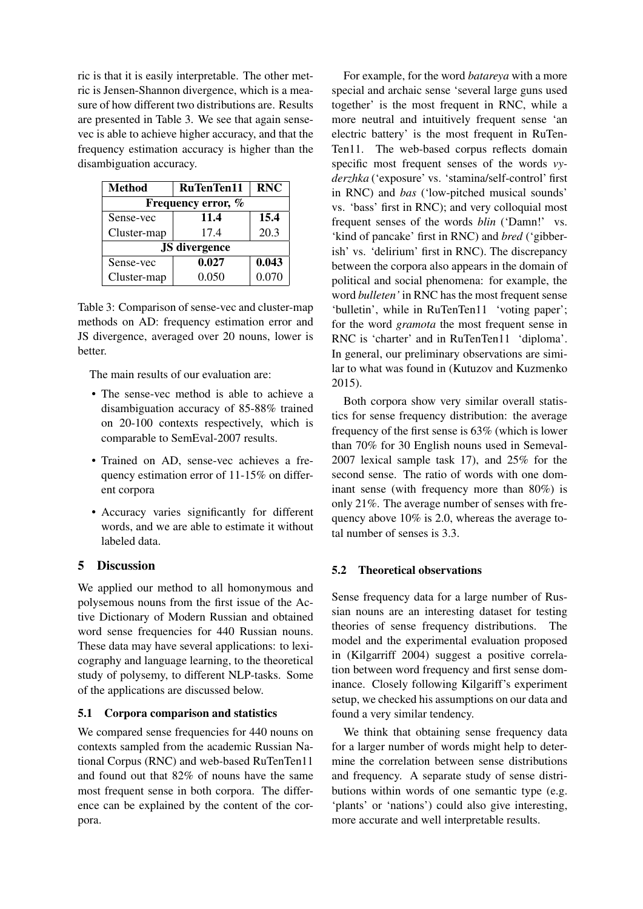ric is that it is easily interpretable. The other metric is Jensen-Shannon divergence, which is a measure of how different two distributions are. Results are presented in Table 3. We see that again sense-vec is able to achieve higher accuracy, and that the frequency estimation accuracy is higher than the disambiguation accuracy.

| Method | RuTenTen11 | RNC |
|---|---|---|
| **Frequency error, %** | | |
| Sense-vec | **11.4** | **15.4** |
| Cluster-map | 17.4 | 20.3 |
| **JS divergence** | | |
| Sense-vec | **0.027** | **0.043** |
| Cluster-map | 0.050 | 0.070 |

Table 3: Comparison of sense-vec and cluster-map methods on AD: frequency estimation error and JS divergence, averaged over 20 nouns, lower is better.

The main results of our evaluation are:

- The sense-vec method is able to achieve a disambiguation accuracy of 85-88% trained on 20-100 contexts respectively, which is comparable to SemEval-2007 results.
- Trained on AD, sense-vec achieves a frequency estimation error of 11-15% on different corpora
- Accuracy varies significantly for different words, and we are able to estimate it without labeled data.

## 5 Discussion

We applied our method to all homonymous and polysemous nouns from the first issue of the Active Dictionary of Modern Russian and obtained word sense frequencies for 440 Russian nouns. These data may have several applications: to lexicography and language learning, to the theoretical study of polysemy, to different NLP-tasks. Some of the applications are discussed below.

### 5.1 Corpora comparison and statistics

We compared sense frequencies for 440 nouns on contexts sampled from the academic Russian National Corpus (RNC) and web-based RuTenTen11 and found out that 82% of nouns have the same most frequent sense in both corpora. The difference can be explained by the content of the corpora.

For example, for the word *batareya* with a more special and archaic sense 'several large guns used together' is the most frequent in RNC, while a more neutral and intuitively frequent sense 'an electric battery' is the most frequent in RuTenTen11. The web-based corpus reflects domain specific most frequent senses of the words *vyderzhka* ('exposure' vs. 'stamina/self-control' first in RNC) and *bas* ('low-pitched musical sounds' vs. 'bass' first in RNC); and very colloquial most frequent senses of the words *blin* ('Damn!' vs. 'kind of pancake' first in RNC) and *bred* ('gibberish' vs. 'delirium' first in RNC). The discrepancy between the corpora also appears in the domain of political and social phenomena: for example, the word *bulleten'* in RNC has the most frequent sense 'bulletin', while in RuTenTen11 'voting paper'; for the word *gramota* the most frequent sense in RNC is 'charter' and in RuTenTen11 'diploma'. In general, our preliminary observations are similar to what was found in (Kutuzov and Kuzmenko 2015).

Both corpora show very similar overall statistics for sense frequency distribution: the average frequency of the first sense is 63% (which is lower than 70% for 30 English nouns used in Semeval-2007 lexical sample task 17), and 25% for the second sense. The ratio of words with one dominant sense (with frequency more than 80%) is only 21%. The average number of senses with frequency above 10% is 2.0, whereas the average total number of senses is 3.3.

### 5.2 Theoretical observations

Sense frequency data for a large number of Russian nouns are an interesting dataset for testing theories of sense frequency distributions. The model and the experimental evaluation proposed in (Kilgarriff 2004) suggest a positive correlation between word frequency and first sense dominance. Closely following Kilgariff's experiment setup, we checked his assumptions on our data and found a very similar tendency.

We think that obtaining sense frequency data for a larger number of words might help to determine the correlation between sense distributions and frequency. A separate study of sense distributions within words of one semantic type (e.g. 'plants' or 'nations') could also give interesting, more accurate and well interpretable results.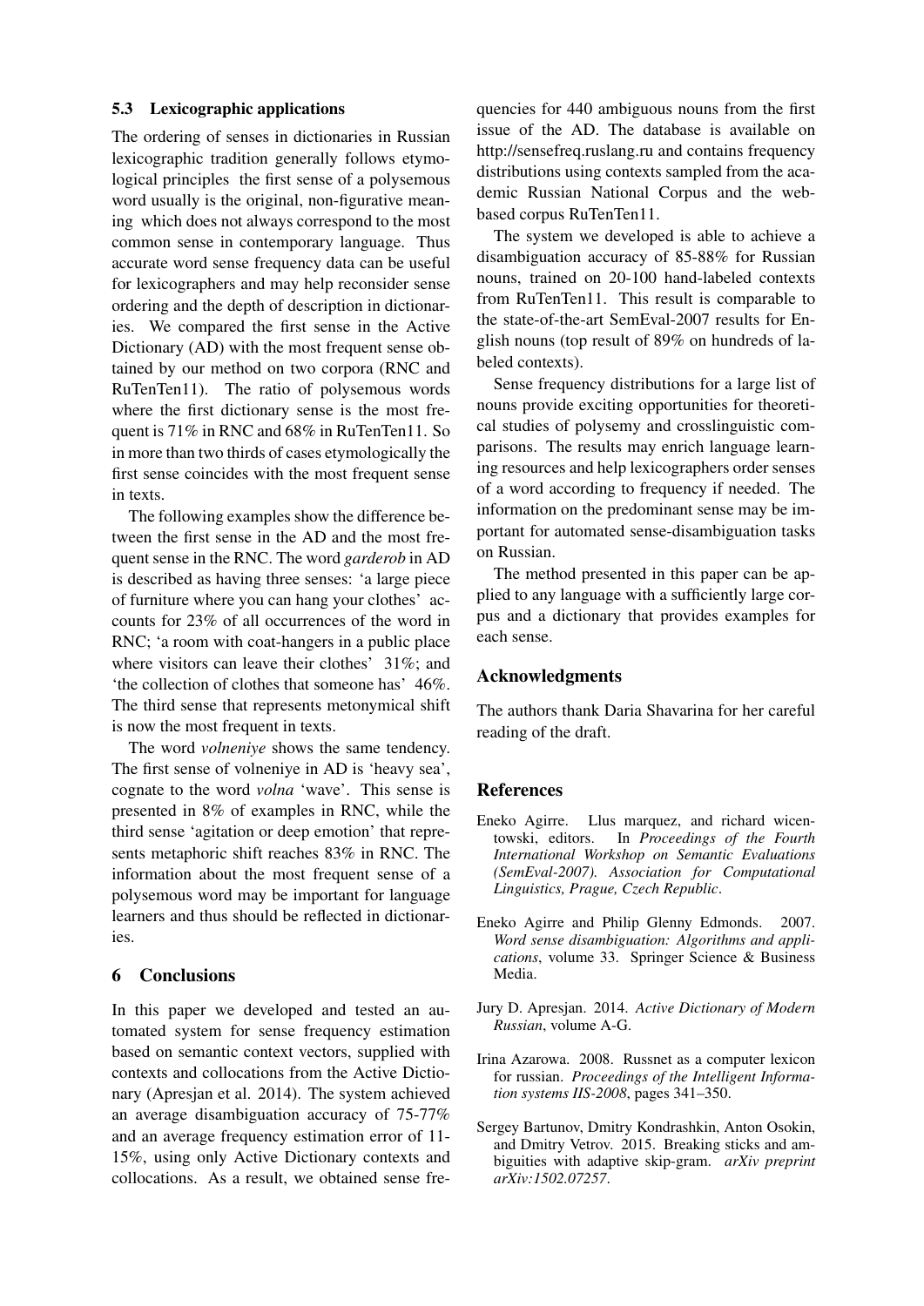### 5.3 Lexicographic applications

The ordering of senses in dictionaries in Russian lexicographic tradition generally follows etymological principles the first sense of a polysemous word usually is the original, non-figurative meaning which does not always correspond to the most common sense in contemporary language. Thus accurate word sense frequency data can be useful for lexicographers and may help reconsider sense ordering and the depth of description in dictionaries. We compared the first sense in the Active Dictionary (AD) with the most frequent sense obtained by our method on two corpora (RNC and RuTenTen11). The ratio of polysemous words where the first dictionary sense is the most frequent is 71% in RNC and 68% in RuTenTen11. So in more than two thirds of cases etymologically the first sense coincides with the most frequent sense in texts.

The following examples show the difference between the first sense in the AD and the most frequent sense in the RNC. The word *garderob* in AD is described as having three senses: 'a large piece of furniture where you can hang your clothes' accounts for 23% of all occurrences of the word in RNC; 'a room with coat-hangers in a public place where visitors can leave their clothes' 31%; and 'the collection of clothes that someone has' 46%. The third sense that represents metonymical shift is now the most frequent in texts.

The word *volneniye* shows the same tendency. The first sense of volneniye in AD is 'heavy sea', cognate to the word *volna* 'wave'. This sense is presented in 8% of examples in RNC, while the third sense 'agitation or deep emotion' that represents metaphoric shift reaches 83% in RNC. The information about the most frequent sense of a polysemous word may be important for language learners and thus should be reflected in dictionaries.

## 6 Conclusions

In this paper we developed and tested an automated system for sense frequency estimation based on semantic context vectors, supplied with contexts and collocations from the Active Dictionary (Apresjan et al. 2014). The system achieved an average disambiguation accuracy of 75-77% and an average frequency estimation error of 11-15%, using only Active Dictionary contexts and collocations. As a result, we obtained sense frequencies for 440 ambiguous nouns from the first issue of the AD. The database is available on http://sensefreq.ruslang.ru and contains frequency distributions using contexts sampled from the academic Russian National Corpus and the web-based corpus RuTenTen11.

The system we developed is able to achieve a disambiguation accuracy of 85-88% for Russian nouns, trained on 20-100 hand-labeled contexts from RuTenTen11. This result is comparable to the state-of-the-art SemEval-2007 results for English nouns (top result of 89% on hundreds of labeled contexts).

Sense frequency distributions for a large list of nouns provide exciting opportunities for theoretical studies of polysemy and crosslinguistic comparisons. The results may enrich language learning resources and help lexicographers order senses of a word according to frequency if needed. The information on the predominant sense may be important for automated sense-disambiguation tasks on Russian.

The method presented in this paper can be applied to any language with a sufficiently large corpus and a dictionary that provides examples for each sense.

## Acknowledgments

The authors thank Daria Shavarina for her careful reading of the draft.

## References

Eneko Agirre. Llus marquez, and richard wicentowski, editors. In *Proceedings of the Fourth International Workshop on Semantic Evaluations (SemEval-2007). Association for Computational Linguistics, Prague, Czech Republic*.

Eneko Agirre and Philip Glenny Edmonds. 2007. *Word sense disambiguation: Algorithms and applications*, volume 33. Springer Science & Business Media.

Jury D. Apresjan. 2014. *Active Dictionary of Modern Russian*, volume A-G.

Irina Azarowa. 2008. Russnet as a computer lexicon for russian. *Proceedings of the Intelligent Information systems IIS-2008*, pages 341–350.

Sergey Bartunov, Dmitry Kondrashkin, Anton Osokin, and Dmitry Vetrov. 2015. Breaking sticks and ambiguities with adaptive skip-gram. *arXiv preprint arXiv:1502.07257*.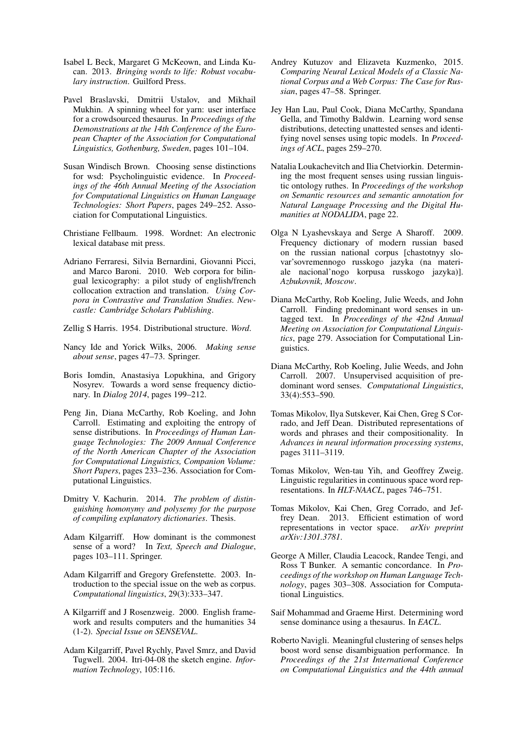Isabel L Beck, Margaret G McKeown, and Linda Kucan. 2013. *Bringing words to life: Robust vocabulary instruction*. Guilford Press.

Pavel Braslavski, Dmitrii Ustalov, and Mikhail Mukhin. A spinning wheel for yarn: user interface for a crowdsourced thesaurus. In *Proceedings of the Demonstrations at the 14th Conference of the European Chapter of the Association for Computational Linguistics, Gothenburg, Sweden*, pages 101–104.

Susan Windisch Brown. Choosing sense distinctions for wsd: Psycholinguistic evidence. In *Proceedings of the 46th Annual Meeting of the Association for Computational Linguistics on Human Language Technologies: Short Papers*, pages 249–252. Association for Computational Linguistics.

Christiane Fellbaum. 1998. Wordnet: An electronic lexical database mit press.

Adriano Ferraresi, Silvia Bernardini, Giovanni Picci, and Marco Baroni. 2010. Web corpora for bilingual lexicography: a pilot study of english/french collocation extraction and translation. *Using Corpora in Contrastive and Translation Studies. Newcastle: Cambridge Scholars Publishing*.

Zellig S Harris. 1954. Distributional structure. *Word*.

Nancy Ide and Yorick Wilks, 2006. *Making sense about sense*, pages 47–73. Springer.

Boris Iomdin, Anastasiya Lopukhina, and Grigory Nosyrev. Towards a word sense frequency dictionary. In *Dialog 2014*, pages 199–212.

Peng Jin, Diana McCarthy, Rob Koeling, and John Carroll. Estimating and exploiting the entropy of sense distributions. In *Proceedings of Human Language Technologies: The 2009 Annual Conference of the North American Chapter of the Association for Computational Linguistics, Companion Volume: Short Papers*, pages 233–236. Association for Computational Linguistics.

Dmitry V. Kachurin. 2014. *The problem of distinguishing homonymy and polysemy for the purpose of compiling explanatory dictionaries*. Thesis.

Adam Kilgarriff. How dominant is the commonest sense of a word? In *Text, Speech and Dialogue*, pages 103–111. Springer.

Adam Kilgarriff and Gregory Grefenstette. 2003. Introduction to the special issue on the web as corpus. *Computational linguistics*, 29(3):333–347.

A Kilgarriff and J Rosenzweig. 2000. English framework and results computers and the humanities 34 (1-2). *Special Issue on SENSEVAL*.

Adam Kilgarriff, Pavel Rychly, Pavel Smrz, and David Tugwell. 2004. Itri-04-08 the sketch engine. *Information Technology*, 105:116.

Andrey Kutuzov and Elizaveta Kuzmenko, 2015. *Comparing Neural Lexical Models of a Classic National Corpus and a Web Corpus: The Case for Russian*, pages 47–58. Springer.

Jey Han Lau, Paul Cook, Diana McCarthy, Spandana Gella, and Timothy Baldwin. Learning word sense distributions, detecting unattested senses and identifying novel senses using topic models. In *Proceedings of ACL*, pages 259–270.

Natalia Loukachevitch and Ilia Chetviorkin. Determining the most frequent senses using russian linguistic ontology ruthes. In *Proceedings of the workshop on Semantic resources and semantic annotation for Natural Language Processing and the Digital Humanities at NODALIDA*, page 22.

Olga N Lyashevskaya and Serge A Sharoff. 2009. Frequency dictionary of modern russian based on the russian national corpus [chastotnyy slovar'sovremennogo russkogo jazyka (na materiale nacional'nogo korpusa russkogo jazyka)]. *Azbukovnik, Moscow*.

Diana McCarthy, Rob Koeling, Julie Weeds, and John Carroll. Finding predominant word senses in untagged text. In *Proceedings of the 42nd Annual Meeting on Association for Computational Linguistics*, page 279. Association for Computational Linguistics.

Diana McCarthy, Rob Koeling, Julie Weeds, and John Carroll. 2007. Unsupervised acquisition of predominant word senses. *Computational Linguistics*, 33(4):553–590.

Tomas Mikolov, Ilya Sutskever, Kai Chen, Greg S Corrado, and Jeff Dean. Distributed representations of words and phrases and their compositionality. In *Advances in neural information processing systems*, pages 3111–3119.

Tomas Mikolov, Wen-tau Yih, and Geoffrey Zweig. Linguistic regularities in continuous space word representations. In *HLT-NAACL*, pages 746–751.

Tomas Mikolov, Kai Chen, Greg Corrado, and Jeffrey Dean. 2013. Efficient estimation of word representations in vector space. *arXiv preprint arXiv:1301.3781*.

George A Miller, Claudia Leacock, Randee Tengi, and Ross T Bunker. A semantic concordance. In *Proceedings of the workshop on Human Language Technology*, pages 303–308. Association for Computational Linguistics.

Saif Mohammad and Graeme Hirst. Determining word sense dominance using a thesaurus. In *EACL*.

Roberto Navigli. Meaningful clustering of senses helps boost word sense disambiguation performance. In *Proceedings of the 21st International Conference on Computational Linguistics and the 44th annual*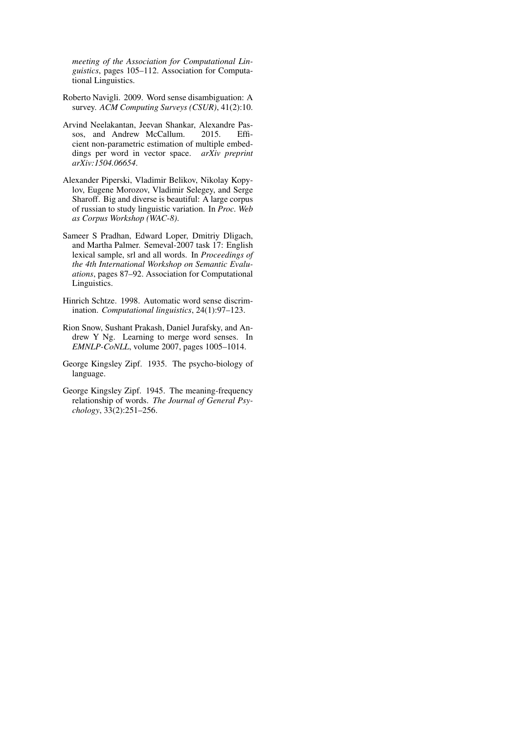*meeting of the Association for Computational Linguistics*, pages 105–112. Association for Computational Linguistics.

Roberto Navigli. 2009. Word sense disambiguation: A survey. *ACM Computing Surveys (CSUR)*, 41(2):10.

Arvind Neelakantan, Jeevan Shankar, Alexandre Passos, and Andrew McCallum. 2015. Efficient non-parametric estimation of multiple embeddings per word in vector space. *arXiv preprint arXiv:1504.06654*.

Alexander Piperski, Vladimir Belikov, Nikolay Kopylov, Eugene Morozov, Vladimir Selegey, and Serge Sharoff. Big and diverse is beautiful: A large corpus of russian to study linguistic variation. In *Proc. Web as Corpus Workshop (WAC-8)*.

Sameer S Pradhan, Edward Loper, Dmitriy Dligach, and Martha Palmer. Semeval-2007 task 17: English lexical sample, srl and all words. In *Proceedings of the 4th International Workshop on Semantic Evaluations*, pages 87–92. Association for Computational Linguistics.

Hinrich Schtze. 1998. Automatic word sense discrimination. *Computational linguistics*, 24(1):97–123.

Rion Snow, Sushant Prakash, Daniel Jurafsky, and Andrew Y Ng. Learning to merge word senses. In *EMNLP-CoNLL*, volume 2007, pages 1005–1014.

George Kingsley Zipf. 1935. The psycho-biology of language.

George Kingsley Zipf. 1945. The meaning-frequency relationship of words. *The Journal of General Psychology*, 33(2):251–256.